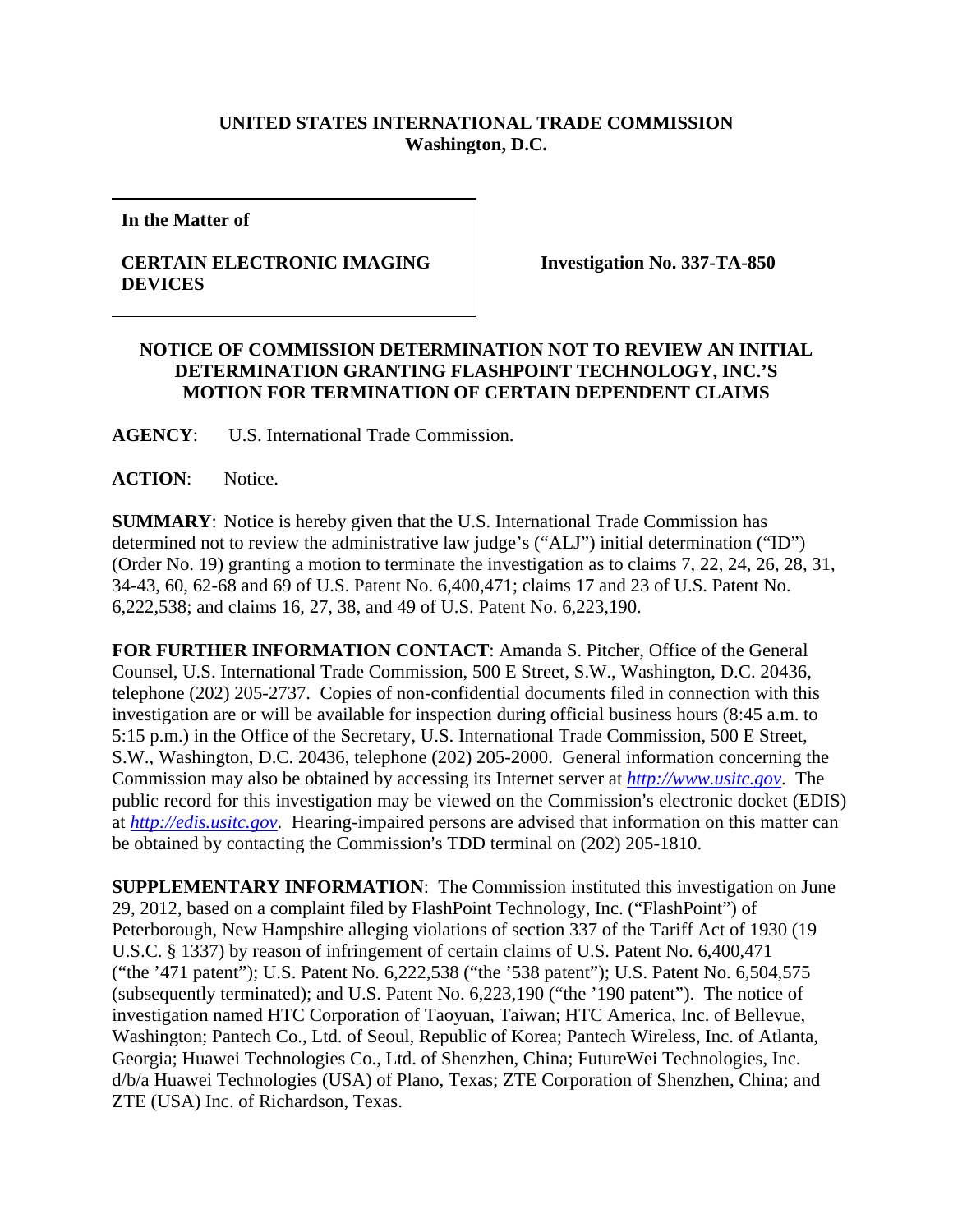**UNITED STATES INTERNATIONAL TRADE COMMISSION**
**Washington, D.C.**

| **In the Matter of** <br><br> **CERTAIN ELECTRONIC IMAGING DEVICES** | **Investigation No. 337-TA-850** |
|---|---|

# NOTICE OF COMMISSION DETERMINATION NOT TO REVIEW AN INITIAL DETERMINATION GRANTING FLASHPOINT TECHNOLOGY, INC.'S MOTION FOR TERMINATION OF CERTAIN DEPENDENT CLAIMS

**AGENCY**: U.S. International Trade Commission.

**ACTION**: Notice.

**SUMMARY**: Notice is hereby given that the U.S. International Trade Commission has determined not to review the administrative law judge's ("ALJ") initial determination ("ID") (Order No. 19) granting a motion to terminate the investigation as to claims 7, 22, 24, 26, 28, 31, 34-43, 60, 62-68 and 69 of U.S. Patent No. 6,400,471; claims 17 and 23 of U.S. Patent No. 6,222,538; and claims 16, 27, 38, and 49 of U.S. Patent No. 6,223,190.

**FOR FURTHER INFORMATION CONTACT**: Amanda S. Pitcher, Office of the General Counsel, U.S. International Trade Commission, 500 E Street, S.W., Washington, D.C. 20436, telephone (202) 205-2737. Copies of non-confidential documents filed in connection with this investigation are or will be available for inspection during official business hours (8:45 a.m. to 5:15 p.m.) in the Office of the Secretary, U.S. International Trade Commission, 500 E Street, S.W., Washington, D.C. 20436, telephone (202) 205-2000. General information concerning the Commission may also be obtained by accessing its Internet server at *http://www.usitc.gov*. The public record for this investigation may be viewed on the Commission's electronic docket (EDIS) at *http://edis.usitc.gov*. Hearing-impaired persons are advised that information on this matter can be obtained by contacting the Commission's TDD terminal on (202) 205-1810.

**SUPPLEMENTARY INFORMATION**: The Commission instituted this investigation on June 29, 2012, based on a complaint filed by FlashPoint Technology, Inc. ("FlashPoint") of Peterborough, New Hampshire alleging violations of section 337 of the Tariff Act of 1930 (19 U.S.C. § 1337) by reason of infringement of certain claims of U.S. Patent No. 6,400,471 ("the '471 patent"); U.S. Patent No. 6,222,538 ("the '538 patent"); U.S. Patent No. 6,504,575 (subsequently terminated); and U.S. Patent No. 6,223,190 ("the '190 patent"). The notice of investigation named HTC Corporation of Taoyuan, Taiwan; HTC America, Inc. of Bellevue, Washington; Pantech Co., Ltd. of Seoul, Republic of Korea; Pantech Wireless, Inc. of Atlanta, Georgia; Huawei Technologies Co., Ltd. of Shenzhen, China; FutureWei Technologies, Inc. d/b/a Huawei Technologies (USA) of Plano, Texas; ZTE Corporation of Shenzhen, China; and ZTE (USA) Inc. of Richardson, Texas.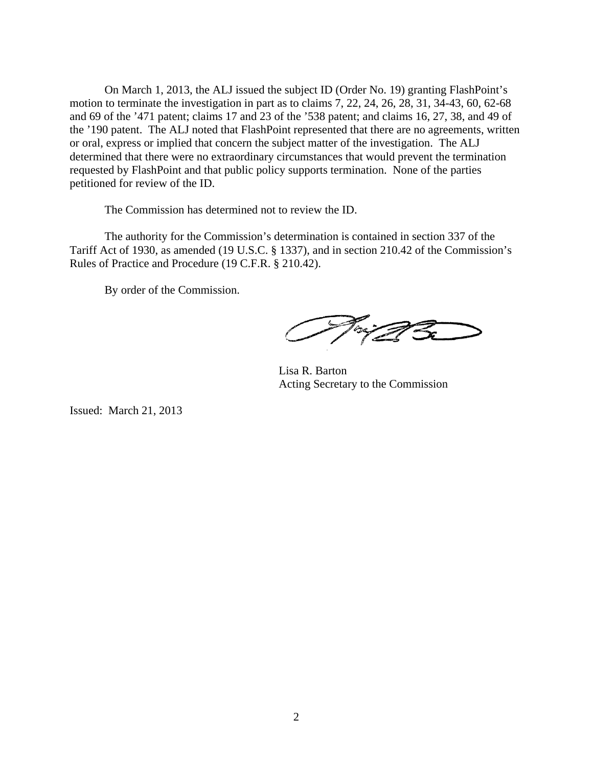On March 1, 2013, the ALJ issued the subject ID (Order No. 19) granting FlashPoint's motion to terminate the investigation in part as to claims 7, 22, 24, 26, 28, 31, 34-43, 60, 62-68 and 69 of the '471 patent; claims 17 and 23 of the '538 patent; and claims 16, 27, 38, and 49 of the '190 patent. The ALJ noted that FlashPoint represented that there are no agreements, written or oral, express or implied that concern the subject matter of the investigation. The ALJ determined that there were no extraordinary circumstances that would prevent the termination requested by FlashPoint and that public policy supports termination. None of the parties petitioned for review of the ID.

The Commission has determined not to review the ID.

The authority for the Commission's determination is contained in section 337 of the Tariff Act of 1930, as amended (19 U.S.C. § 1337), and in section 210.42 of the Commission's Rules of Practice and Procedure (19 C.F.R. § 210.42).

By order of the Commission.

Lisa R. Barton
Acting Secretary to the Commission

Issued: March 21, 2013